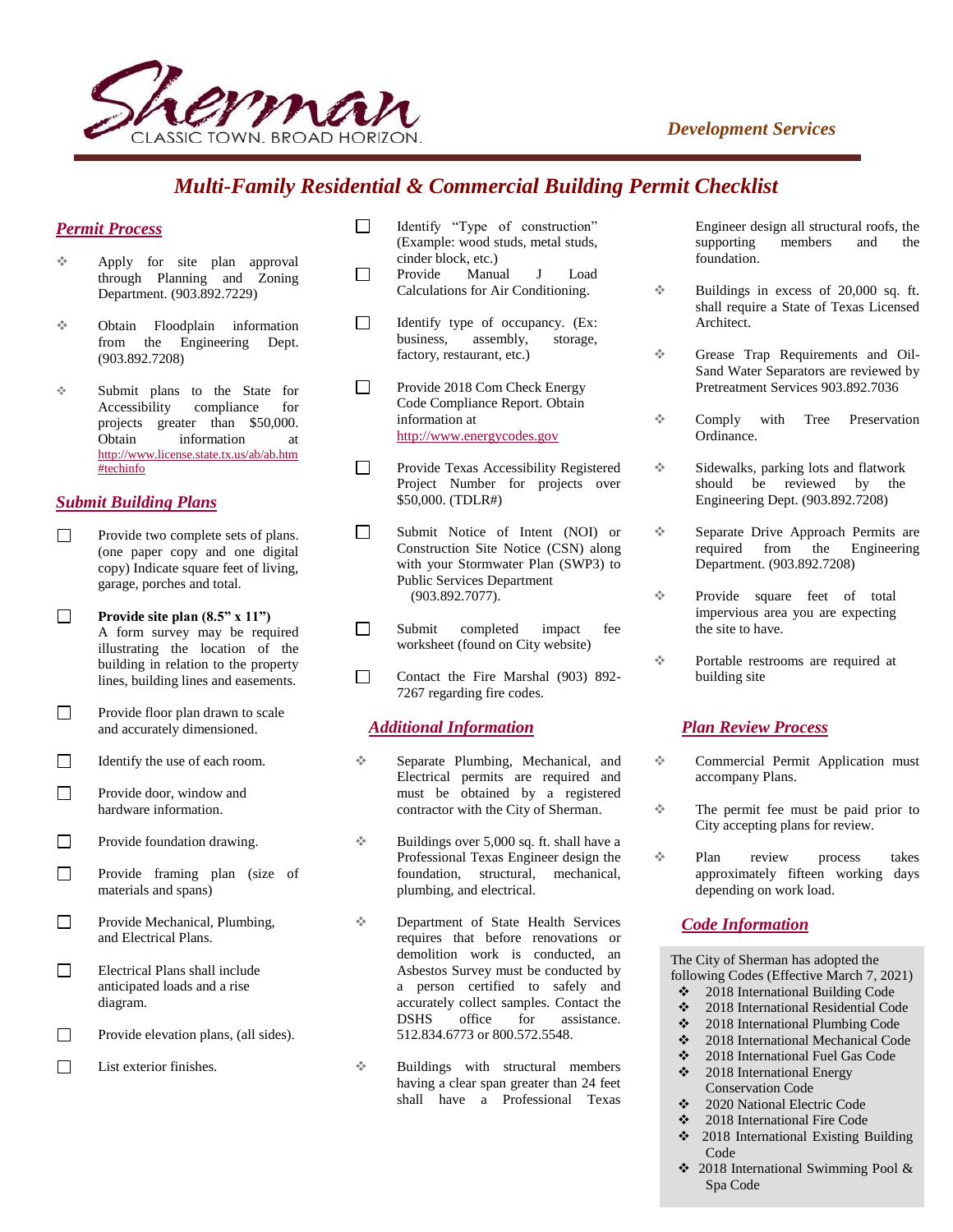Sherman
CLASSIC TOWN. BROAD HORIZON.

*Development Services*

# *Multi-Family Residential & Commercial Building Permit Checklist*

## *Permit Process*

- Apply for site plan approval through Planning and Zoning Department. (903.892.7229)
- Obtain Floodplain information from the Engineering Dept. (903.892.7208)
- Submit plans to the State for Accessibility compliance for projects greater than $50,000. Obtain information at http://www.license.state.tx.us/ab/ab.htm#techinfo

## *Submit Building Plans*

- ☐ Provide two complete sets of plans. (one paper copy and one digital copy) Indicate square feet of living, garage, porches and total.
- ☐ **Provide site plan (8.5" x 11")** A form survey may be required illustrating the location of the building in relation to the property lines, building lines and easements.
- ☐ Provide floor plan drawn to scale and accurately dimensioned.
- ☐ Identify the use of each room.
- ☐ Provide door, window and hardware information.
- ☐ Provide foundation drawing.
- ☐ Provide framing plan (size of materials and spans)
- ☐ Provide Mechanical, Plumbing, and Electrical Plans.
- ☐ Electrical Plans shall include anticipated loads and a rise diagram.
- ☐ Provide elevation plans, (all sides).
- ☐ List exterior finishes.
- ☐ Identify "Type of construction" (Example: wood studs, metal studs, cinder block, etc.)
- ☐ Provide Manual J Load Calculations for Air Conditioning.
- ☐ Identify type of occupancy. (Ex: business, assembly, storage, factory, restaurant, etc.)
- ☐ Provide 2018 Com Check Energy Code Compliance Report. Obtain information at http://www.energycodes.gov
- ☐ Provide Texas Accessibility Registered Project Number for projects over $50,000. (TDLR#)
- ☐ Submit Notice of Intent (NOI) or Construction Site Notice (CSN) along with your Stormwater Plan (SWP3) to Public Services Department (903.892.7077).
- ☐ Submit completed impact fee worksheet (found on City website)
- ☐ Contact the Fire Marshal (903) 892-7267 regarding fire codes.

## *Additional Information*

- Separate Plumbing, Mechanical, and Electrical permits are required and must be obtained by a registered contractor with the City of Sherman.
- Buildings over 5,000 sq. ft. shall have a Professional Texas Engineer design the foundation, structural, mechanical, plumbing, and electrical.
- Department of State Health Services requires that before renovations or demolition work is conducted, an Asbestos Survey must be conducted by a person certified to safely and accurately collect samples. Contact the DSHS office for assistance. 512.834.6773 or 800.572.5548.
- Buildings with structural members having a clear span greater than 24 feet shall have a Professional Texas Engineer design all structural roofs, the supporting members and the foundation.
- Buildings in excess of 20,000 sq. ft. shall require a State of Texas Licensed Architect.
- Grease Trap Requirements and Oil-Sand Water Separators are reviewed by Pretreatment Services 903.892.7036
- Comply with Tree Preservation Ordinance.
- Sidewalks, parking lots and flatwork should be reviewed by the Engineering Dept. (903.892.7208)
- Separate Drive Approach Permits are required from the Engineering Department. (903.892.7208)
- Provide square feet of total impervious area you are expecting the site to have.
- Portable restrooms are required at building site

## *Plan Review Process*

- Commercial Permit Application must accompany Plans.
- The permit fee must be paid prior to City accepting plans for review.
- Plan review process takes approximately fifteen working days depending on work load.

## *Code Information*

The City of Sherman has adopted the following Codes (Effective March 7, 2021)

- 2018 International Building Code
- 2018 International Residential Code
- 2018 International Plumbing Code
- 2018 International Mechanical Code
- 2018 International Fuel Gas Code
- 2018 International Energy Conservation Code
- 2020 National Electric Code
- 2018 International Fire Code
- 2018 International Existing Building Code
- 2018 International Swimming Pool & Spa Code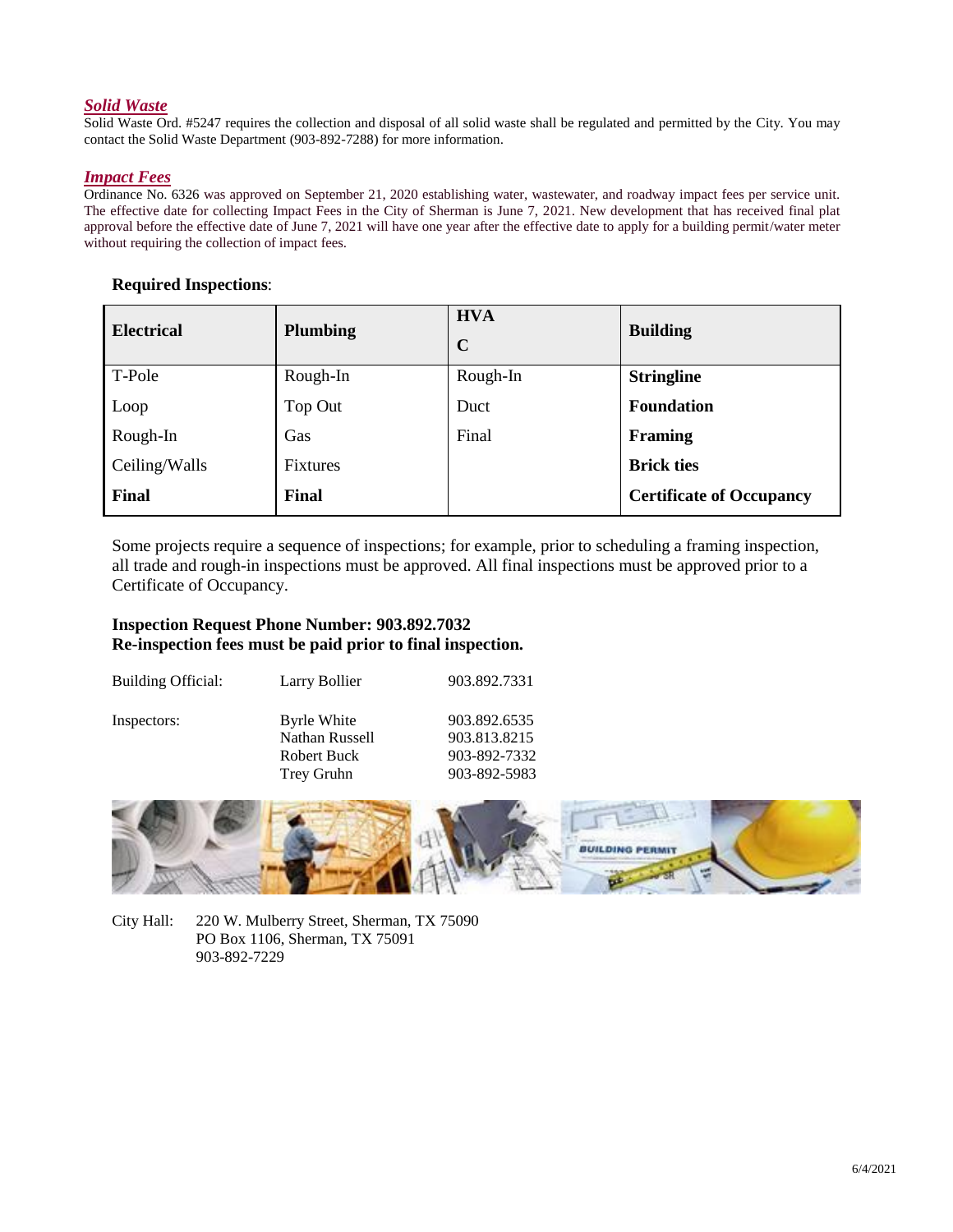### *Solid Waste*

Solid Waste Ord. #5247 requires the collection and disposal of all solid waste shall be regulated and permitted by the City. You may contact the Solid Waste Department (903-892-7288) for more information.

### *Impact Fees*

Ordinance No. 6326 was approved on September 21, 2020 establishing water, wastewater, and roadway impact fees per service unit. The effective date for collecting Impact Fees in the City of Sherman is June 7, 2021. New development that has received final plat approval before the effective date of June 7, 2021 will have one year after the effective date to apply for a building permit/water meter without requiring the collection of impact fees.

**Required Inspections**:

| **Electrical** | **Plumbing** | **HVAC** | **Building** |
|---|---|---|---|
| T-Pole | Rough-In | Rough-In | **Stringline** |
| Loop | Top Out | Duct | **Foundation** |
| Rough-In | Gas | Final | **Framing** |
| Ceiling/Walls | Fixtures | | **Brick ties** |
| **Final** | **Final** | | **Certificate of Occupancy** |

Some projects require a sequence of inspections; for example, prior to scheduling a framing inspection, all trade and rough-in inspections must be approved. All final inspections must be approved prior to a Certificate of Occupancy.

**Inspection Request Phone Number: 903.892.7032**
**Re-inspection fees must be paid prior to final inspection.**

| | | |
|---|---|---|
| Building Official: | Larry Bollier | 903.892.7331 |
| Inspectors: | Byrle White | 903.892.6535 |
| | Nathan Russell | 903.813.8215 |
| | Robert Buck | 903-892-7332 |
| | Trey Gruhn | 903-892-5983 |

City Hall: 220 W. Mulberry Street, Sherman, TX 75090
PO Box 1106, Sherman, TX 75091
903-892-7229

6/4/2021